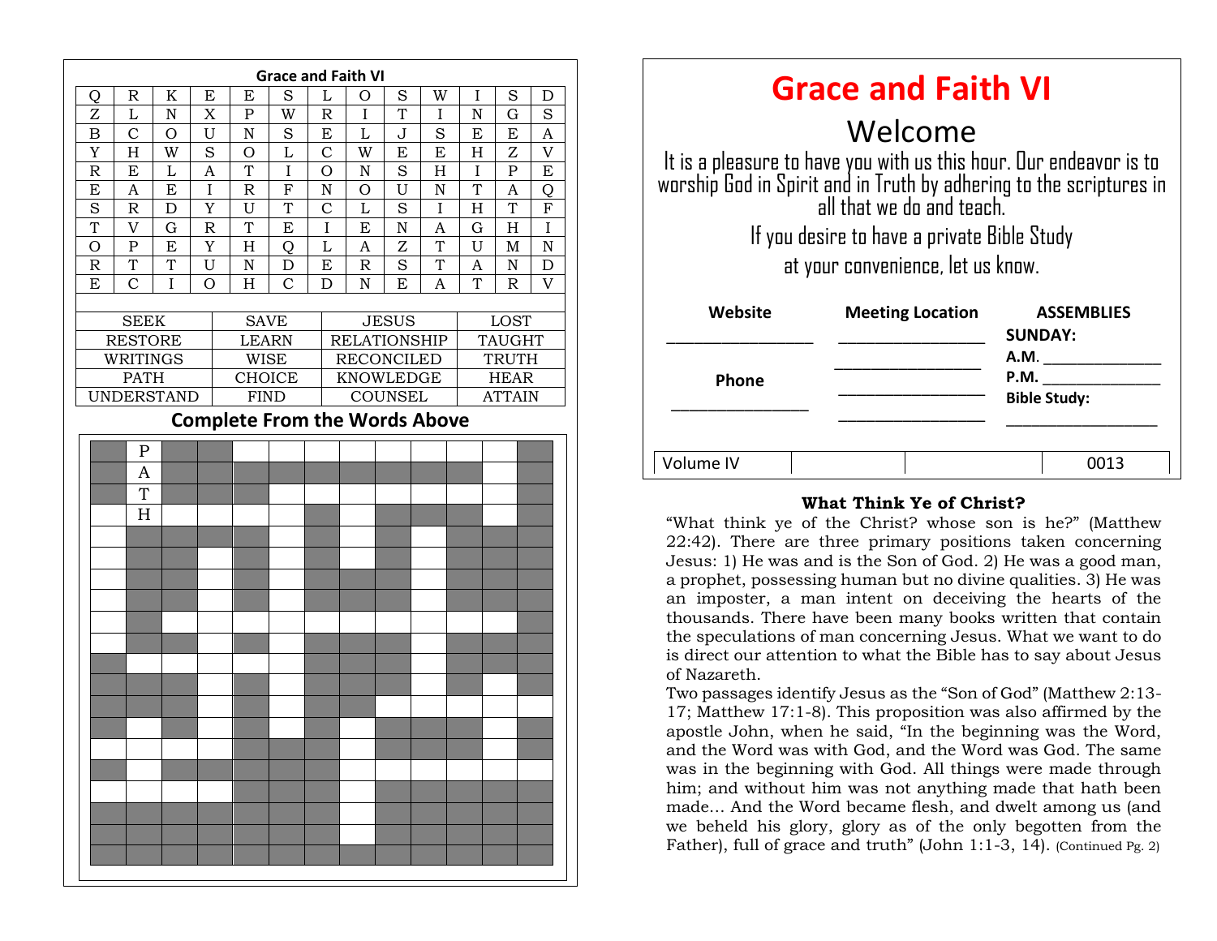## Grace and Faith VI

| | | | | | | | | | | | | |
|---|---|---|---|---|---|---|---|---|---|---|---|---|
| Q | R | K | E | E | S | L | O | S | W | I | S | D |
| Z | L | N | X | P | W | R | I | T | I | N | G | S |
| B | C | O | U | N | S | E | L | J | S | E | E | A |
| Y | H | W | S | O | L | C | W | E | E | H | Z | V |
| R | E | L | A | T | I | O | N | S | H | I | P | E |
| E | A | E | I | R | F | N | O | U | N | T | A | Q |
| S | R | D | Y | U | T | C | L | S | I | H | T | F |
| T | V | G | R | T | E | I | E | N | A | G | H | I |
| O | P | E | Y | H | Q | L | A | Z | T | U | M | N |
| R | T | T | U | N | D | E | R | S | T | A | N | D |
| E | C | I | O | H | C | D | N | E | A | T | R | V |

| | | | |
|---|---|---|---|
| SEEK | SAVE | JESUS | LOST |
| RESTORE | LEARN | RELATIONSHIP | TAUGHT |
| WRITINGS | WISE | RECONCILED | TRUTH |
| PATH | CHOICE | KNOWLEDGE | HEAR |
| UNDERSTAND | FIND | COUNSEL | ATTAIN |

### Complete From the Words Above

P
A
T
H

# Grace and Faith VI

## Welcome

It is a pleasure to have you with us this hour. Our endeavor is to worship God in Spirit and in Truth by adhering to the scriptures in all that we do and teach.

If you desire to have a private Bible Study at your convenience, let us know.

| Website | Meeting Location | ASSEMBLIES |
|---|---|---|
| ________________ | ________________ | **SUNDAY:** |
| | ________________ | **A.M.** ______________ |
| **Phone** | ________________ | **P.M.** ______________ |
| ________________ | ________________ | **Bible Study:** ______________ |

| Volume IV | | | 0013 |
|---|---|---|---|

### What Think Ye of Christ?

"What think ye of the Christ? whose son is he?" (Matthew 22:42). There are three primary positions taken concerning Jesus: 1) He was and is the Son of God. 2) He was a good man, a prophet, possessing human but no divine qualities. 3) He was an imposter, a man intent on deceiving the hearts of the thousands. There have been many books written that contain the speculations of man concerning Jesus. What we want to do is direct our attention to what the Bible has to say about Jesus of Nazareth.

Two passages identify Jesus as the "Son of God" (Matthew 2:13-17; Matthew 17:1-8). This proposition was also affirmed by the apostle John, when he said, "In the beginning was the Word, and the Word was with God, and the Word was God. The same was in the beginning with God. All things were made through him; and without him was not anything made that hath been made… And the Word became flesh, and dwelt among us (and we beheld his glory, glory as of the only begotten from the Father), full of grace and truth" (John 1:1-3, 14). (Continued Pg. 2)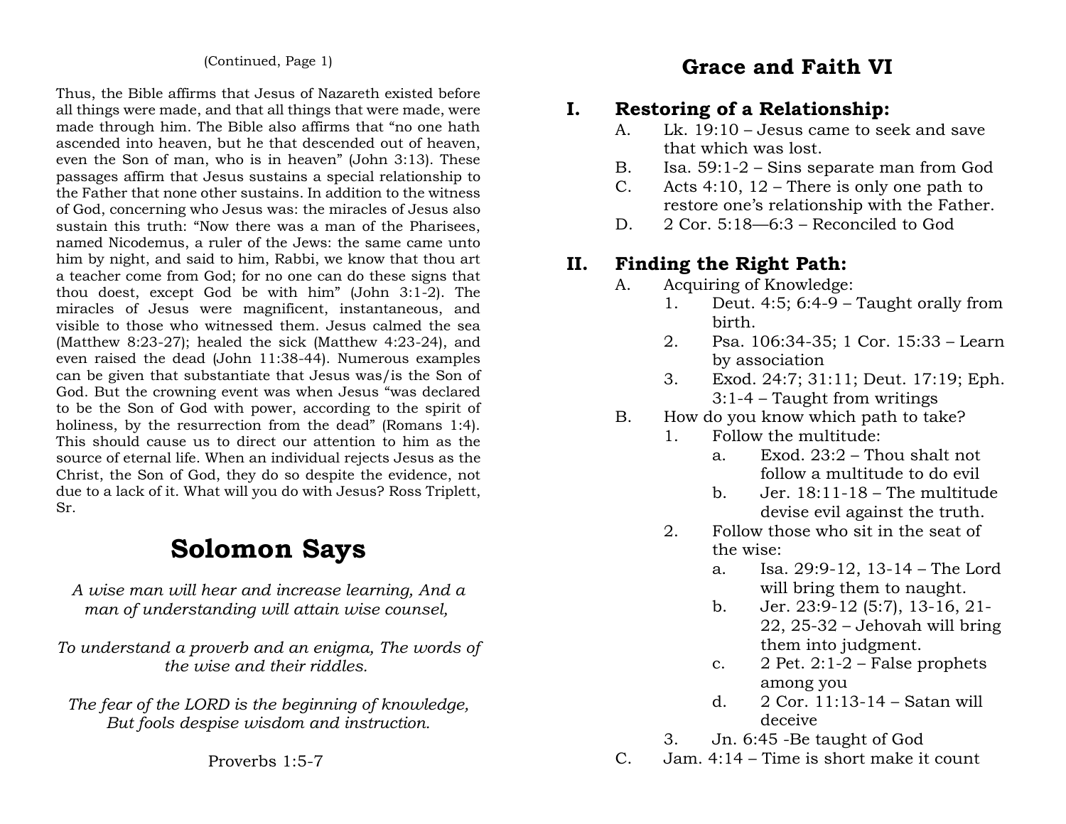(Continued, Page 1)

Thus, the Bible affirms that Jesus of Nazareth existed before all things were made, and that all things that were made, were made through him. The Bible also affirms that "no one hath ascended into heaven, but he that descended out of heaven, even the Son of man, who is in heaven" (John 3:13). These passages affirm that Jesus sustains a special relationship to the Father that none other sustains. In addition to the witness of God, concerning who Jesus was: the miracles of Jesus also sustain this truth: "Now there was a man of the Pharisees, named Nicodemus, a ruler of the Jews: the same came unto him by night, and said to him, Rabbi, we know that thou art a teacher come from God; for no one can do these signs that thou doest, except God be with him" (John 3:1-2). The miracles of Jesus were magnificent, instantaneous, and visible to those who witnessed them. Jesus calmed the sea (Matthew 8:23-27); healed the sick (Matthew 4:23-24), and even raised the dead (John 11:38-44). Numerous examples can be given that substantiate that Jesus was/is the Son of God. But the crowning event was when Jesus "was declared to be the Son of God with power, according to the spirit of holiness, by the resurrection from the dead" (Romans 1:4). This should cause us to direct our attention to him as the source of eternal life. When an individual rejects Jesus as the Christ, the Son of God, they do so despite the evidence, not due to a lack of it. What will you do with Jesus? Ross Triplett, Sr.

# Solomon Says

*A wise man will hear and increase learning, And a man of understanding will attain wise counsel,*

*To understand a proverb and an enigma, The words of the wise and their riddles.*

*The fear of the LORD is the beginning of knowledge, But fools despise wisdom and instruction.*

Proverbs 1:5-7

# Grace and Faith VI

## I. Restoring of a Relationship:

- A. Lk. 19:10 – Jesus came to seek and save that which was lost.
- B. Isa. 59:1-2 – Sins separate man from God
- C. Acts 4:10, 12 – There is only one path to restore one's relationship with the Father.
- D. 2 Cor. 5:18—6:3 – Reconciled to God

## II. Finding the Right Path:

- A. Acquiring of Knowledge:
  1. Deut. 4:5; 6:4-9 – Taught orally from birth.
  2. Psa. 106:34-35; 1 Cor. 15:33 – Learn by association
  3. Exod. 24:7; 31:11; Deut. 17:19; Eph. 3:1-4 – Taught from writings
- B. How do you know which path to take?
  1. Follow the multitude:
     - a. Exod. 23:2 – Thou shalt not follow a multitude to do evil
     - b. Jer. 18:11-18 – The multitude devise evil against the truth.
  2. Follow those who sit in the seat of the wise:
     - a. Isa. 29:9-12, 13-14 – The Lord will bring them to naught.
     - b. Jer. 23:9-12 (5:7), 13-16, 21-22, 25-32 – Jehovah will bring them into judgment.
     - c. 2 Pet. 2:1-2 – False prophets among you
     - d. 2 Cor. 11:13-14 – Satan will deceive
  3. Jn. 6:45 -Be taught of God
- C. Jam. 4:14 – Time is short make it count